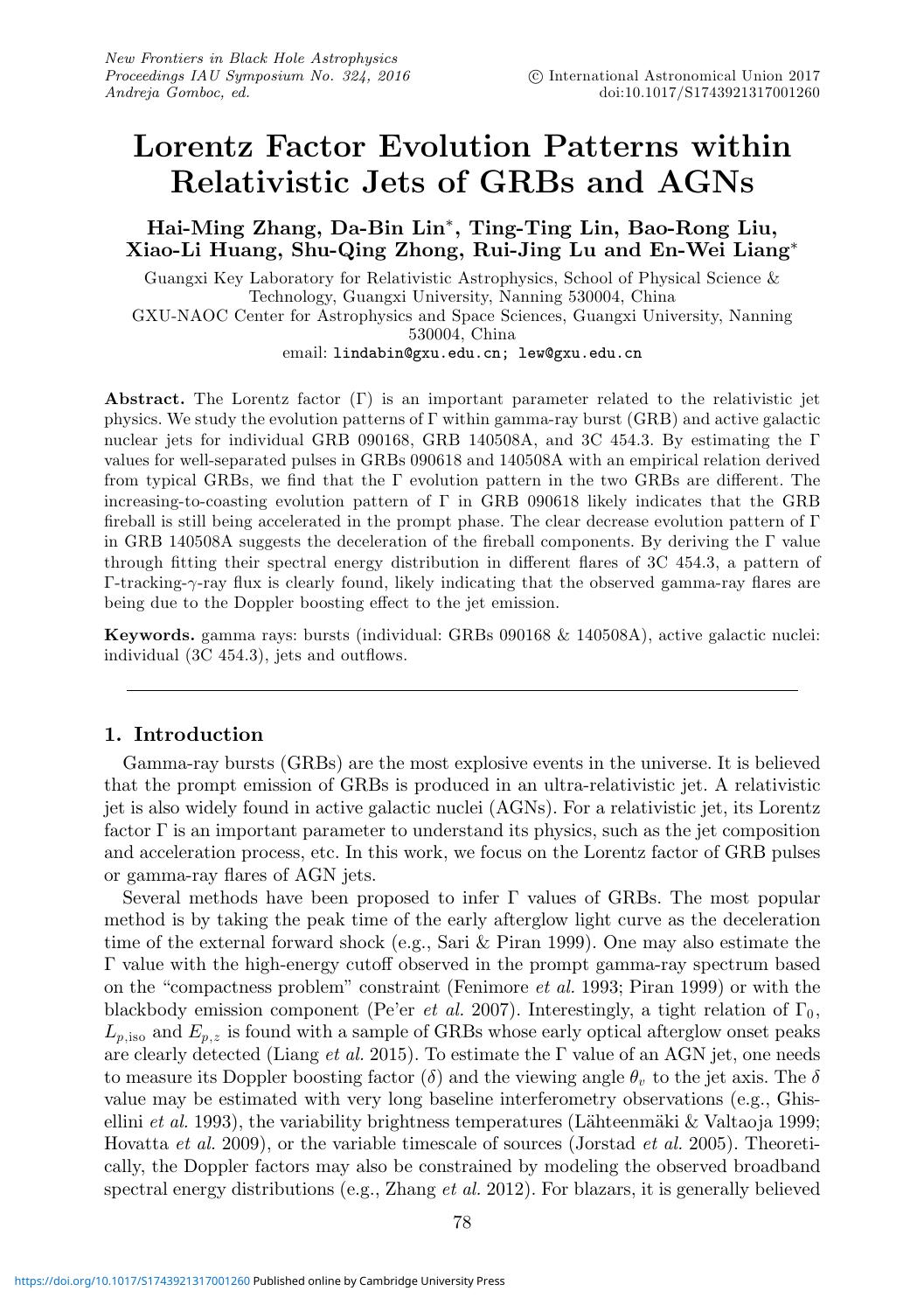# Lorentz Factor Evolution Patterns within Relativistic Jets of GRBs and AGNs

**Hai-Ming Zhang, Da-Bin Lin\*, Ting-Ting Lin, Bao-Rong Liu, Xiao-Li Huang, Shu-Qing Zhong, Rui-Jing Lu and En-Wei Liang\***

Guangxi Key Laboratory for Relativistic Astrophysics, School of Physical Science & Technology, Guangxi University, Nanning 530004, China

GXU-NAOC Center for Astrophysics and Space Sciences, Guangxi University, Nanning 530004, China

email: lindabin@gxu.edu.cn; lew@gxu.edu.cn

**Abstract.** The Lorentz factor ($\Gamma$) is an important parameter related to the relativistic jet physics. We study the evolution patterns of $\Gamma$ within gamma-ray burst (GRB) and active galactic nuclear jets for individual GRB 090168, GRB 140508A, and 3C 454.3. By estimating the $\Gamma$ values for well-separated pulses in GRBs 090618 and 140508A with an empirical relation derived from typical GRBs, we find that the $\Gamma$ evolution pattern in the two GRBs are different. The increasing-to-coasting evolution pattern of $\Gamma$ in GRB 090618 likely indicates that the GRB fireball is still being accelerated in the prompt phase. The clear decrease evolution pattern of $\Gamma$ in GRB 140508A suggests the deceleration of the fireball components. By deriving the $\Gamma$ value through fitting their spectral energy distribution in different flares of 3C 454.3, a pattern of $\Gamma$-tracking-$\gamma$-ray flux is clearly found, likely indicating that the observed gamma-ray flares are being due to the Doppler boosting effect to the jet emission.

**Keywords.** gamma rays: bursts (individual: GRBs 090168 & 140508A), active galactic nuclei: individual (3C 454.3), jets and outflows.

## 1. Introduction

Gamma-ray bursts (GRBs) are the most explosive events in the universe. It is believed that the prompt emission of GRBs is produced in an ultra-relativistic jet. A relativistic jet is also widely found in active galactic nuclei (AGNs). For a relativistic jet, its Lorentz factor $\Gamma$ is an important parameter to understand its physics, such as the jet composition and acceleration process, etc. In this work, we focus on the Lorentz factor of GRB pulses or gamma-ray flares of AGN jets.

Several methods have been proposed to infer $\Gamma$ values of GRBs. The most popular method is by taking the peak time of the early afterglow light curve as the deceleration time of the external forward shock (e.g., Sari & Piran 1999). One may also estimate the $\Gamma$ value with the high-energy cutoff observed in the prompt gamma-ray spectrum based on the "compactness problem" constraint (Fenimore *et al.* 1993; Piran 1999) or with the blackbody emission component (Pe'er *et al.* 2007). Interestingly, a tight relation of $\Gamma_0$, $L_{p,\mathrm{iso}}$ and $E_{p,z}$ is found with a sample of GRBs whose early optical afterglow onset peaks are clearly detected (Liang *et al.* 2015). To estimate the $\Gamma$ value of an AGN jet, one needs to measure its Doppler boosting factor ($\delta$) and the viewing angle $\theta_v$ to the jet axis. The $\delta$ value may be estimated with very long baseline interferometry observations (e.g., Ghisellini *et al.* 1993), the variability brightness temperatures (Lähteenmäki & Valtaoja 1999; Hovatta *et al.* 2009), or the variable timescale of sources (Jorstad *et al.* 2005). Theoretically, the Doppler factors may also be constrained by modeling the observed broadband spectral energy distributions (e.g., Zhang *et al.* 2012). For blazars, it is generally believed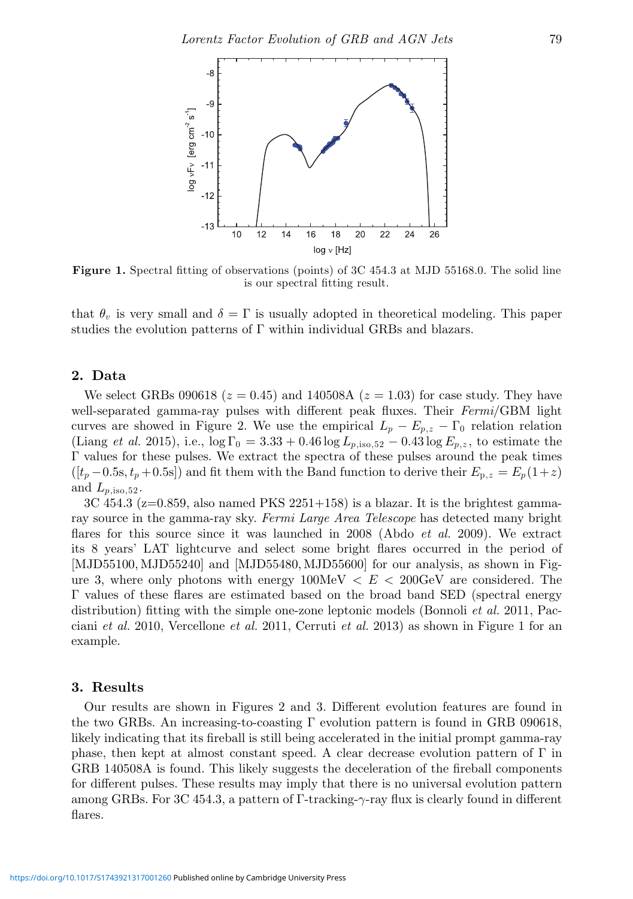**Figure 1.** Spectral fitting of observations (points) of 3C 454.3 at MJD 55168.0. The solid line is our spectral fitting result.

that $\theta_v$ is very small and $\delta = \Gamma$ is usually adopted in theoretical modeling. This paper studies the evolution patterns of $\Gamma$ within individual GRBs and blazars.

## 2. Data

We select GRBs 090618 ($z = 0.45$) and 140508A ($z = 1.03$) for case study. They have well-separated gamma-ray pulses with different peak fluxes. Their *Fermi*/GBM light curves are showed in Figure 2. We use the empirical $L_p - E_{p,z} - \Gamma_0$ relation relation (Liang *et al.* 2015), i.e., $\log \Gamma_0 = 3.33 + 0.46 \log L_{p,\mathrm{iso},52} - 0.43 \log E_{p,z}$, to estimate the $\Gamma$ values for these pulses. We extract the spectra of these pulses around the peak times ($[t_p - 0.5\mathrm{s}, t_p + 0.5\mathrm{s}]$) and fit them with the Band function to derive their $E_{\mathrm{p},z} = E_p(1+z)$ and $L_{p,\mathrm{iso},52}$.

3C 454.3 (z=0.859, also named PKS 2251+158) is a blazar. It is the brightest gamma-ray source in the gamma-ray sky. *Fermi Large Area Telescope* has detected many bright flares for this source since it was launched in 2008 (Abdo *et al.* 2009). We extract its 8 years' LAT lightcurve and select some bright flares occurred in the period of [MJD55100, MJD55240] and [MJD55480, MJD55600] for our analysis, as shown in Figure 3, where only photons with energy 100MeV $< E <$ 200GeV are considered. The $\Gamma$ values of these flares are estimated based on the broad band SED (spectral energy distribution) fitting with the simple one-zone leptonic models (Bonnoli *et al.* 2011, Pacciani *et al.* 2010, Vercellone *et al.* 2011, Cerruti *et al.* 2013) as shown in Figure 1 for an example.

## 3. Results

Our results are shown in Figures 2 and 3. Different evolution features are found in the two GRBs. An increasing-to-coasting $\Gamma$ evolution pattern is found in GRB 090618, likely indicating that its fireball is still being accelerated in the initial prompt gamma-ray phase, then kept at almost constant speed. A clear decrease evolution pattern of $\Gamma$ in GRB 140508A is found. This likely suggests the deceleration of the fireball components for different pulses. These results may imply that there is no universal evolution pattern among GRBs. For 3C 454.3, a pattern of $\Gamma$-tracking-$\gamma$-ray flux is clearly found in different flares.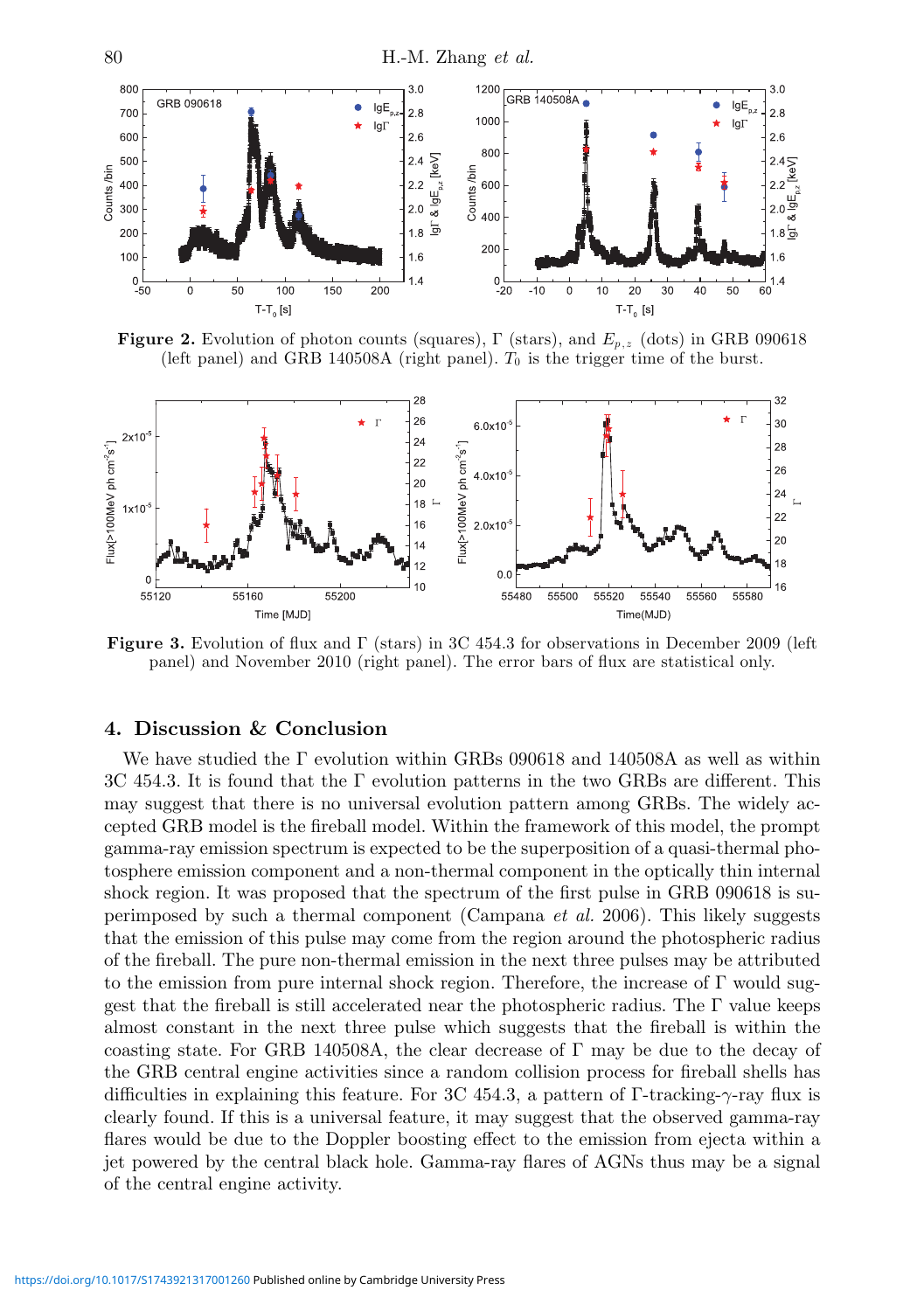**Figure 2.** Evolution of photon counts (squares), Γ (stars), and $E_{p,z}$ (dots) in GRB 090618 (left panel) and GRB 140508A (right panel). $T_0$ is the trigger time of the burst.

**Figure 3.** Evolution of flux and Γ (stars) in 3C 454.3 for observations in December 2009 (left panel) and November 2010 (right panel). The error bars of flux are statistical only.

## 4. Discussion & Conclusion

We have studied the Γ evolution within GRBs 090618 and 140508A as well as within 3C 454.3. It is found that the Γ evolution patterns in the two GRBs are different. This may suggest that there is no universal evolution pattern among GRBs. The widely accepted GRB model is the fireball model. Within the framework of this model, the prompt gamma-ray emission spectrum is expected to be the superposition of a quasi-thermal photosphere emission component and a non-thermal component in the optically thin internal shock region. It was proposed that the spectrum of the first pulse in GRB 090618 is superimposed by such a thermal component (Campana *et al.* 2006). This likely suggests that the emission of this pulse may come from the region around the photospheric radius of the fireball. The pure non-thermal emission in the next three pulses may be attributed to the emission from pure internal shock region. Therefore, the increase of Γ would suggest that the fireball is still accelerated near the photospheric radius. The Γ value keeps almost constant in the next three pulse which suggests that the fireball is within the coasting state. For GRB 140508A, the clear decrease of Γ may be due to the decay of the GRB central engine activities since a random collision process for fireball shells has difficulties in explaining this feature. For 3C 454.3, a pattern of Γ-tracking-γ-ray flux is clearly found. If this is a universal feature, it may suggest that the observed gamma-ray flares would be due to the Doppler boosting effect to the emission from ejecta within a jet powered by the central black hole. Gamma-ray flares of AGNs thus may be a signal of the central engine activity.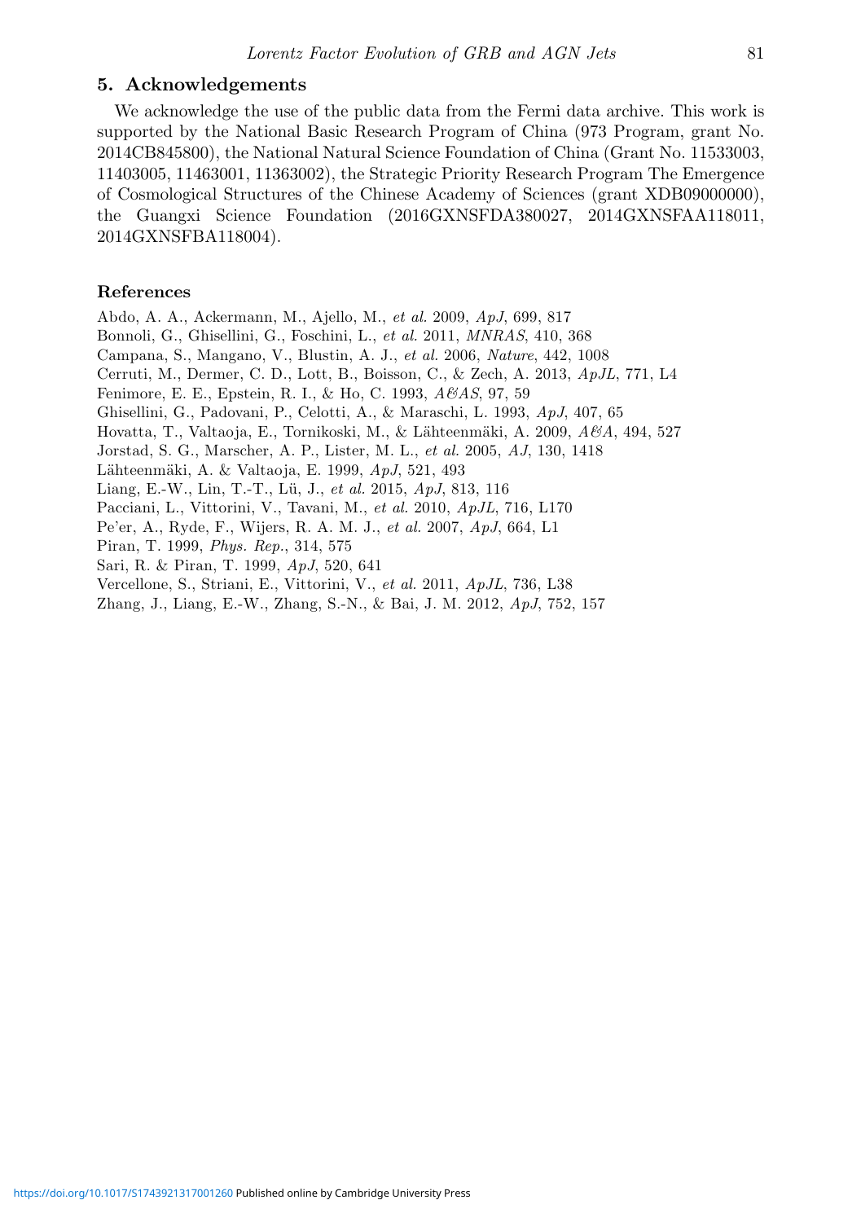## 5. Acknowledgements

We acknowledge the use of the public data from the Fermi data archive. This work is supported by the National Basic Research Program of China (973 Program, grant No. 2014CB845800), the National Natural Science Foundation of China (Grant No. 11533003, 11403005, 11463001, 11363002), the Strategic Priority Research Program The Emergence of Cosmological Structures of the Chinese Academy of Sciences (grant XDB09000000), the Guangxi Science Foundation (2016GXNSFDA380027, 2014GXNSFAA118011, 2014GXNSFBA118004).

### References

Abdo, A. A., Ackermann, M., Ajello, M., *et al.* 2009, *ApJ*, 699, 817

Bonnoli, G., Ghisellini, G., Foschini, L., *et al.* 2011, *MNRAS*, 410, 368

Campana, S., Mangano, V., Blustin, A. J., *et al.* 2006, *Nature*, 442, 1008

Cerruti, M., Dermer, C. D., Lott, B., Boisson, C., & Zech, A. 2013, *ApJL*, 771, L4

Fenimore, E. E., Epstein, R. I., & Ho, C. 1993, *A&AS*, 97, 59

Ghisellini, G., Padovani, P., Celotti, A., & Maraschi, L. 1993, *ApJ*, 407, 65

Hovatta, T., Valtaoja, E., Tornikoski, M., & Lähteenmäki, A. 2009, *A&A*, 494, 527

Jorstad, S. G., Marscher, A. P., Lister, M. L., *et al.* 2005, *AJ*, 130, 1418

Lähteenmäki, A. & Valtaoja, E. 1999, *ApJ*, 521, 493

Liang, E.-W., Lin, T.-T., Lü, J., *et al.* 2015, *ApJ*, 813, 116

Pacciani, L., Vittorini, V., Tavani, M., *et al.* 2010, *ApJL*, 716, L170

Pe'er, A., Ryde, F., Wijers, R. A. M. J., *et al.* 2007, *ApJ*, 664, L1

Piran, T. 1999, *Phys. Rep.*, 314, 575

Sari, R. & Piran, T. 1999, *ApJ*, 520, 641

Vercellone, S., Striani, E., Vittorini, V., *et al.* 2011, *ApJL*, 736, L38

Zhang, J., Liang, E.-W., Zhang, S.-N., & Bai, J. M. 2012, *ApJ*, 752, 157